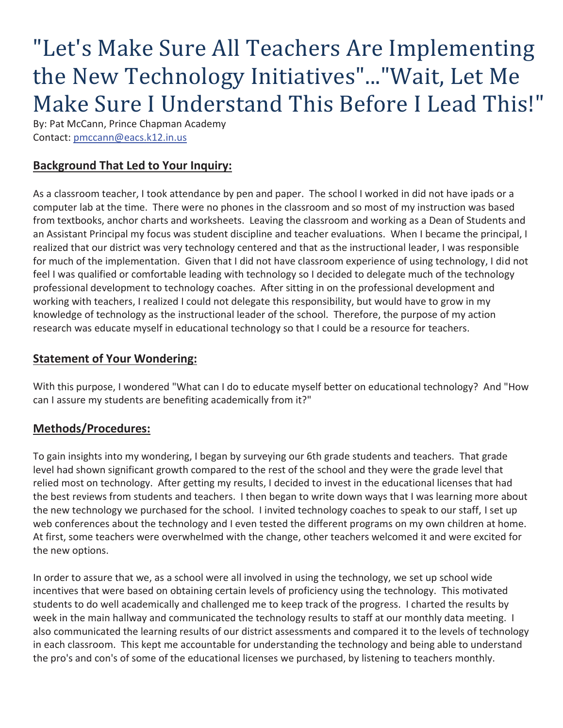# "Let's Make Sure All Teachers Are Implementing the New Technology Initiatives"..."Wait, Let Me Make Sure I Understand This Before I Lead This!"

By: Pat McCann, Prince Chapman Academy
Contact: pmccann@eacs.k12.in.us

## Background That Led to Your Inquiry:

As a classroom teacher, I took attendance by pen and paper. The school I worked in did not have ipads or a computer lab at the time. There were no phones in the classroom and so most of my instruction was based from textbooks, anchor charts and worksheets. Leaving the classroom and working as a Dean of Students and an Assistant Principal my focus was student discipline and teacher evaluations. When I became the principal, I realized that our district was very technology centered and that as the instructional leader, I was responsible for much of the implementation. Given that I did not have classroom experience of using technology, I did not feel I was qualified or comfortable leading with technology so I decided to delegate much of the technology professional development to technology coaches. After sitting in on the professional development and working with teachers, I realized I could not delegate this responsibility, but would have to grow in my knowledge of technology as the instructional leader of the school. Therefore, the purpose of my action research was educate myself in educational technology so that I could be a resource for teachers.

## Statement of Your Wondering:

With this purpose, I wondered "What can I do to educate myself better on educational technology? And "How can I assure my students are benefiting academically from it?"

## Methods/Procedures:

To gain insights into my wondering, I began by surveying our 6th grade students and teachers. That grade level had shown significant growth compared to the rest of the school and they were the grade level that relied most on technology. After getting my results, I decided to invest in the educational licenses that had the best reviews from students and teachers. I then began to write down ways that I was learning more about the new technology we purchased for the school. I invited technology coaches to speak to our staff, I set up web conferences about the technology and I even tested the different programs on my own children at home. At first, some teachers were overwhelmed with the change, other teachers welcomed it and were excited for the new options.

In order to assure that we, as a school were all involved in using the technology, we set up school wide incentives that were based on obtaining certain levels of proficiency using the technology. This motivated students to do well academically and challenged me to keep track of the progress. I charted the results by week in the main hallway and communicated the technology results to staff at our monthly data meeting. I also communicated the learning results of our district assessments and compared it to the levels of technology in each classroom. This kept me accountable for understanding the technology and being able to understand the pro's and con's of some of the educational licenses we purchased, by listening to teachers monthly.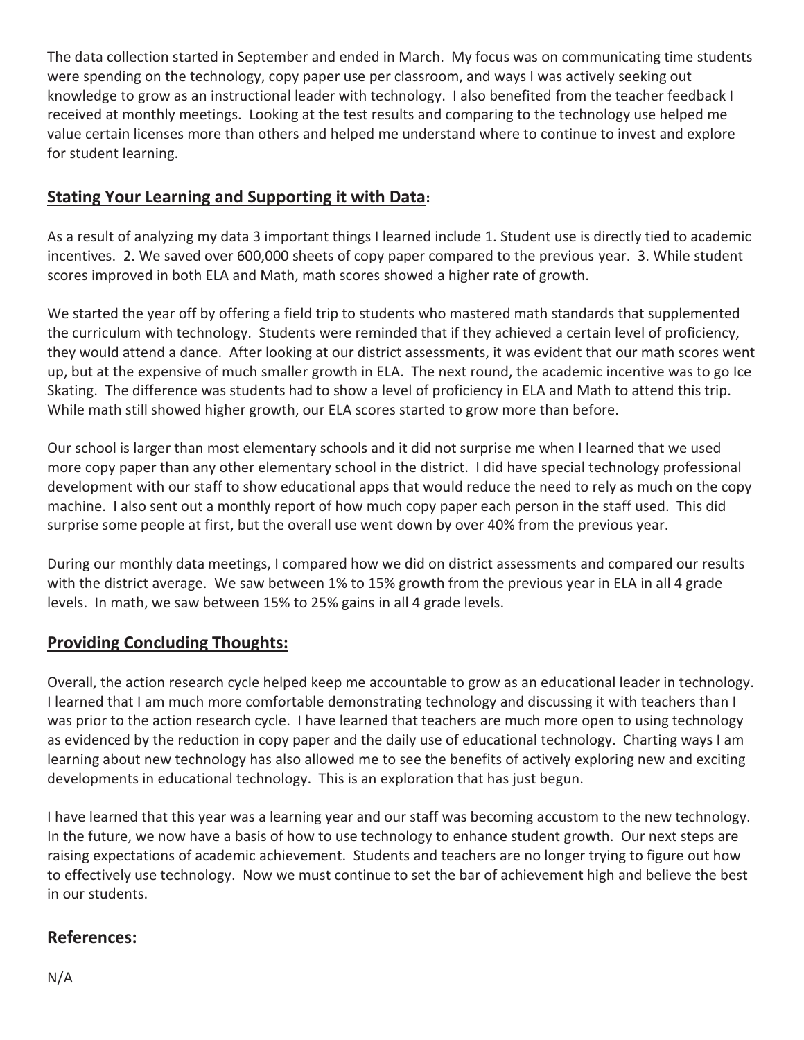The data collection started in September and ended in March. My focus was on communicating time students were spending on the technology, copy paper use per classroom, and ways I was actively seeking out knowledge to grow as an instructional leader with technology. I also benefited from the teacher feedback I received at monthly meetings. Looking at the test results and comparing to the technology use helped me value certain licenses more than others and helped me understand where to continue to invest and explore for student learning.

## Stating Your Learning and Supporting it with Data:

As a result of analyzing my data 3 important things I learned include 1. Student use is directly tied to academic incentives. 2. We saved over 600,000 sheets of copy paper compared to the previous year. 3. While student scores improved in both ELA and Math, math scores showed a higher rate of growth.

We started the year off by offering a field trip to students who mastered math standards that supplemented the curriculum with technology. Students were reminded that if they achieved a certain level of proficiency, they would attend a dance. After looking at our district assessments, it was evident that our math scores went up, but at the expensive of much smaller growth in ELA. The next round, the academic incentive was to go Ice Skating. The difference was students had to show a level of proficiency in ELA and Math to attend this trip. While math still showed higher growth, our ELA scores started to grow more than before.

Our school is larger than most elementary schools and it did not surprise me when I learned that we used more copy paper than any other elementary school in the district. I did have special technology professional development with our staff to show educational apps that would reduce the need to rely as much on the copy machine. I also sent out a monthly report of how much copy paper each person in the staff used. This did surprise some people at first, but the overall use went down by over 40% from the previous year.

During our monthly data meetings, I compared how we did on district assessments and compared our results with the district average. We saw between 1% to 15% growth from the previous year in ELA in all 4 grade levels. In math, we saw between 15% to 25% gains in all 4 grade levels.

## Providing Concluding Thoughts:

Overall, the action research cycle helped keep me accountable to grow as an educational leader in technology. I learned that I am much more comfortable demonstrating technology and discussing it with teachers than I was prior to the action research cycle. I have learned that teachers are much more open to using technology as evidenced by the reduction in copy paper and the daily use of educational technology. Charting ways I am learning about new technology has also allowed me to see the benefits of actively exploring new and exciting developments in educational technology. This is an exploration that has just begun.

I have learned that this year was a learning year and our staff was becoming accustom to the new technology. In the future, we now have a basis of how to use technology to enhance student growth. Our next steps are raising expectations of academic achievement. Students and teachers are no longer trying to figure out how to effectively use technology. Now we must continue to set the bar of achievement high and believe the best in our students.

## References:

N/A